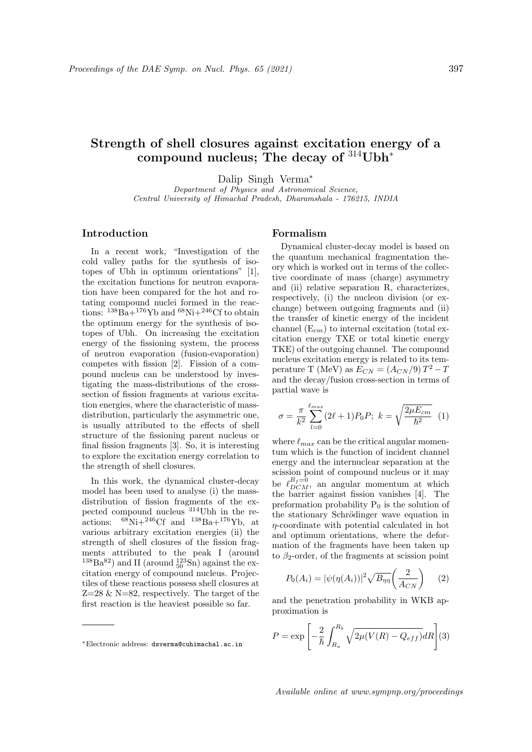# Strength of shell closures against excitation energy of a compound nucleus; The decay of $^{314}$Ubh*

Dalip Singh Verma*

*Department of Physics and Astronomical Science, Central University of Himachal Pradesh, Dharamshala - 176215, INDIA*

## Introduction

In a recent work, "Investigation of the cold valley paths for the synthesis of isotopes of Ubh in optimum orientations" [1], the excitation functions for neutron evaporation have been compared for the hot and rotating compound nuclei formed in the reactions: $^{138}$Ba+$^{176}$Yb and $^{68}$Ni+$^{246}$Cf to obtain the optimum energy for the synthesis of isotopes of Ubh. On increasing the excitation energy of the fissioning system, the process of neutron evaporation (fusion-evaporation) competes with fission [2]. Fission of a compound nucleus can be understood by investigating the mass-distributions of the cross-section of fission fragments at various excitation energies, where the characteristic of mass-distribution, particularly the asymmetric one, is usually attributed to the effects of shell structure of the fissioning parent nucleus or final fission fragments [3]. So, it is interesting to explore the excitation energy correlation to the strength of shell closures.

In this work, the dynamical cluster-decay model has been used to analyse (i) the mass-distribution of fission fragments of the expected compound nucleus $^{314}$Ubh in the reactions: $^{68}$Ni+$^{246}$Cf and $^{138}$Ba+$^{176}$Yb, at various arbitrary excitation energies (ii) the strength of shell closures of the fission fragments attributed to the peak I (around $^{138}$Ba$^{82}$) and II (around $^{123}_{50}$Sn) against the excitation energy of compound nucleus. Projectiles of these reactions possess shell closures at Z=28 & N=82, respectively. The target of the first reaction is the heaviest possible so far.

## Formalism

Dynamical cluster-decay model is based on the quantum mechanical fragmentation theory which is worked out in terms of the collective coordinate of mass (charge) asymmetry and (ii) relative separation R, characterizes, respectively, (i) the nucleon division (or exchange) between outgoing fragments and (ii) the transfer of kinetic energy of the incident channel ($E_{cm}$) to internal excitation (total excitation energy TXE or total kinetic energy TKE) of the outgoing channel. The compound nucleus excitation energy is related to its temperature T (MeV) as $E_{CN} = (A_{CN}/9)\,T^2 - T$ and the decay/fusion cross-section in terms of partial wave is

$$\sigma = \frac{\pi}{k^2}\sum_{l=0}^{\ell_{max}}(2\ell+1)P_0P;\ k=\sqrt{\frac{2\mu E_{cm}}{\hbar^2}} \quad (1)$$

where $\ell_{max}$ can be the critical angular momentum which is the function of incident channel energy and the internuclear separation at the scission point of compound nucleus or it may be $\ell_{DCM}^{B_f=0}$, an angular momentum at which the barrier against fission vanishes [4]. The preformation probability $P_0$ is the solution of the stationary Schrödinger wave equation in $\eta$-coordinate with potential calculated in hot and optimum orientations, where the deformation of the fragments have been taken up to $\beta_2$-order, of the fragments at scission point

$$P_0(A_i) = |\psi(\eta(A_i))|^2\sqrt{B_{\eta\eta}}\left(\frac{2}{A_{CN}}\right) \quad (2)$$

and the penetration probability in WKB approximation is

$$P = \exp\left[-\frac{2}{\hbar}\int_{R_a}^{R_b}\sqrt{2\mu(V(R)-Q_{eff})}dR\right] \quad (3)$$

*Electronic address: dsverma@cuhimachal.ac.in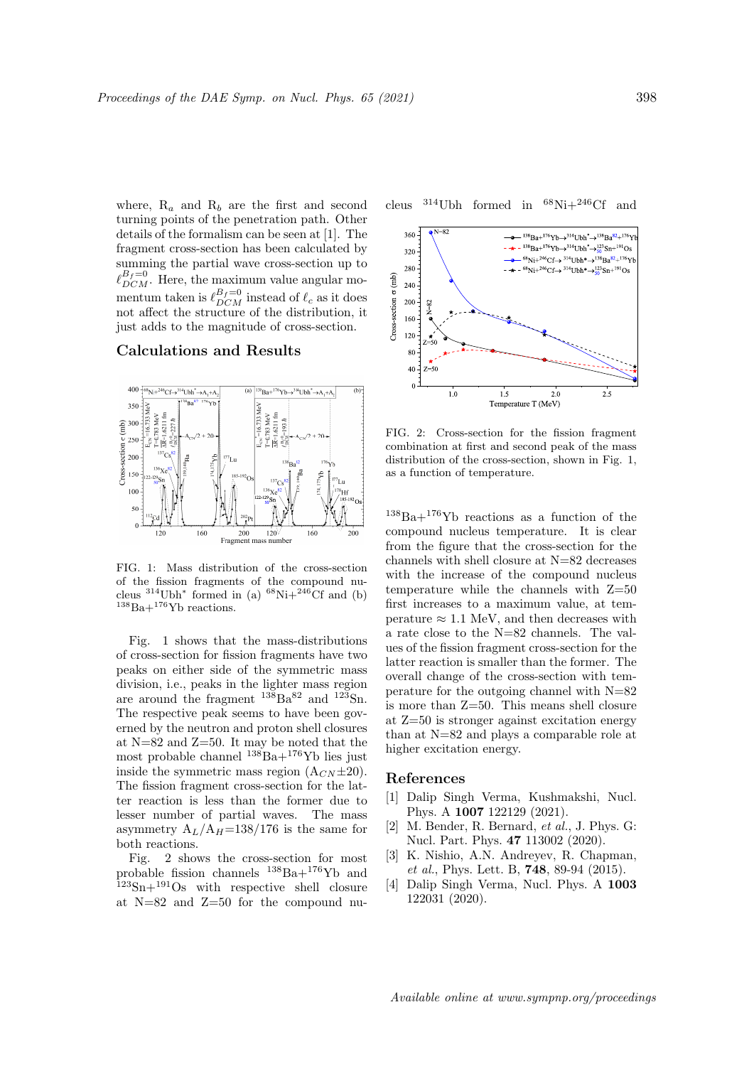where, $R_a$ and $R_b$ are the first and second turning points of the penetration path. Other details of the formalism can be seen at [1]. The fragment cross-section has been calculated by summing the partial wave cross-section up to $\ell_{DCM}^{B_f=0}$. Here, the maximum value angular momentum taken is $\ell_{DCM}^{B_f=0}$ instead of $\ell_c$ as it does not affect the structure of the distribution, it just adds to the magnitude of cross-section.

## Calculations and Results

FIG. 1: Mass distribution of the cross-section of the fission fragments of the compound nucleus $^{314}$Ubh$^*$ formed in (a) $^{68}$Ni+$^{246}$Cf and (b) $^{138}$Ba+$^{176}$Yb reactions.

Fig. 1 shows that the mass-distributions of cross-section for fission fragments have two peaks on either side of the symmetric mass division, i.e., peaks in the lighter mass region are around the fragment $^{138}$Ba$^{82}$ and $^{123}$Sn. The respective peak seems to have been governed by the neutron and proton shell closures at N=82 and Z=50. It may be noted that the most probable channel $^{138}$Ba+$^{176}$Yb lies just inside the symmetric mass region ($A_{CN}\pm20$). The fission fragment cross-section for the latter reaction is less than the former due to lesser number of partial waves. The mass asymmetry $A_L/A_H$=138/176 is the same for both reactions.

Fig. 2 shows the cross-section for most probable fission channels $^{138}$Ba+$^{176}$Yb and $^{123}$Sn+$^{191}$Os with respective shell closure at N=82 and Z=50 for the compound nucleus $^{314}$Ubh formed in $^{68}$Ni+$^{246}$Cf and $^{138}$Ba+$^{176}$Yb reactions as a function of the compound nucleus temperature. It is clear from the figure that the cross-section for the channels with shell closure at N=82 decreases with the increase of the compound nucleus temperature while the channels with Z=50 first increases to a maximum value, at temperature ≈ 1.1 MeV, and then decreases with a rate close to the N=82 channels. The values of the fission fragment cross-section for the latter reaction is smaller than the former. The overall change of the cross-section with temperature for the outgoing channel with N=82 is more than Z=50. This means shell closure at Z=50 is stronger against excitation energy than at N=82 and plays a comparable role at higher excitation energy.

FIG. 2: Cross-section for the fission fragment combination at first and second peak of the mass distribution of the cross-section, shown in Fig. 1, as a function of temperature.

## References

[1] Dalip Singh Verma, Kushmakshi, Nucl. Phys. A **1007** 122129 (2021).

[2] M. Bender, R. Bernard, *et al.*, J. Phys. G: Nucl. Part. Phys. **47** 113002 (2020).

[3] K. Nishio, A.N. Andreyev, R. Chapman, *et al.*, Phys. Lett. B, **748**, 89-94 (2015).

[4] Dalip Singh Verma, Nucl. Phys. A **1003** 122031 (2020).